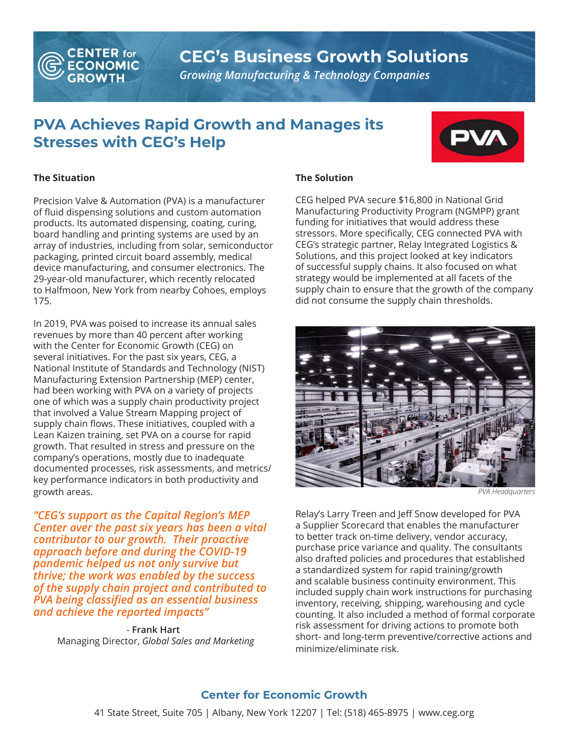# CEG's Business Growth Solutions

*Growing Manufacturing & Technology Companies*

## PVA Achieves Rapid Growth and Manages its Stresses with CEG's Help

**The Situation**

Precision Valve & Automation (PVA) is a manufacturer of fluid dispensing solutions and custom automation products. Its automated dispensing, coating, curing, board handling and printing systems are used by an array of industries, including from solar, semiconductor packaging, printed circuit board assembly, medical device manufacturing, and consumer electronics. The 29-year-old manufacturer, which recently relocated to Halfmoon, New York from nearby Cohoes, employs 175.

In 2019, PVA was poised to increase its annual sales revenues by more than 40 percent after working with the Center for Economic Growth (CEG) on several initiatives. For the past six years, CEG, a National Institute of Standards and Technology (NIST) Manufacturing Extension Partnership (MEP) center, had been working with PVA on a variety of projects one of which was a supply chain productivity project that involved a Value Stream Mapping project of supply chain flows. These initiatives, coupled with a Lean Kaizen training, set PVA on a course for rapid growth. That resulted in stress and pressure on the company's operations, mostly due to inadequate documented processes, risk assessments, and metrics/key performance indicators in both productivity and growth areas.

*"CEG's support as the Capital Region's MEP Center over the past six years has been a vital contributor to our growth. Their proactive approach before and during the COVID-19 pandemic helped us not only survive but thrive; the work was enabled by the success of the supply chain project and contributed to PVA being classified as an essential business and achieve the reported impacts"*

\- **Frank Hart**
Managing Director, *Global Sales and Marketing*

**The Solution**

CEG helped PVA secure $16,800 in National Grid Manufacturing Productivity Program (NGMPP) grant funding for initiatives that would address these stressors. More specifically, CEG connected PVA with CEG's strategic partner, Relay Integrated Logistics & Solutions, and this project looked at key indicators of successful supply chains. It also focused on what strategy would be implemented at all facets of the supply chain to ensure that the growth of the company did not consume the supply chain thresholds.

*PVA Headquarters*

Relay's Larry Treen and Jeff Snow developed for PVA a Supplier Scorecard that enables the manufacturer to better track on-time delivery, vendor accuracy, purchase price variance and quality. The consultants also drafted policies and procedures that established a standardized system for rapid training/growth and scalable business continuity environment. This included supply chain work instructions for purchasing inventory, receiving, shipping, warehousing and cycle counting. It also included a method of formal corporate risk assessment for driving actions to promote both short- and long-term preventive/corrective actions and minimize/eliminate risk.

**Center for Economic Growth**

41 State Street, Suite 705 | Albany, New York 12207 | Tel: (518) 465-8975 | www.ceg.org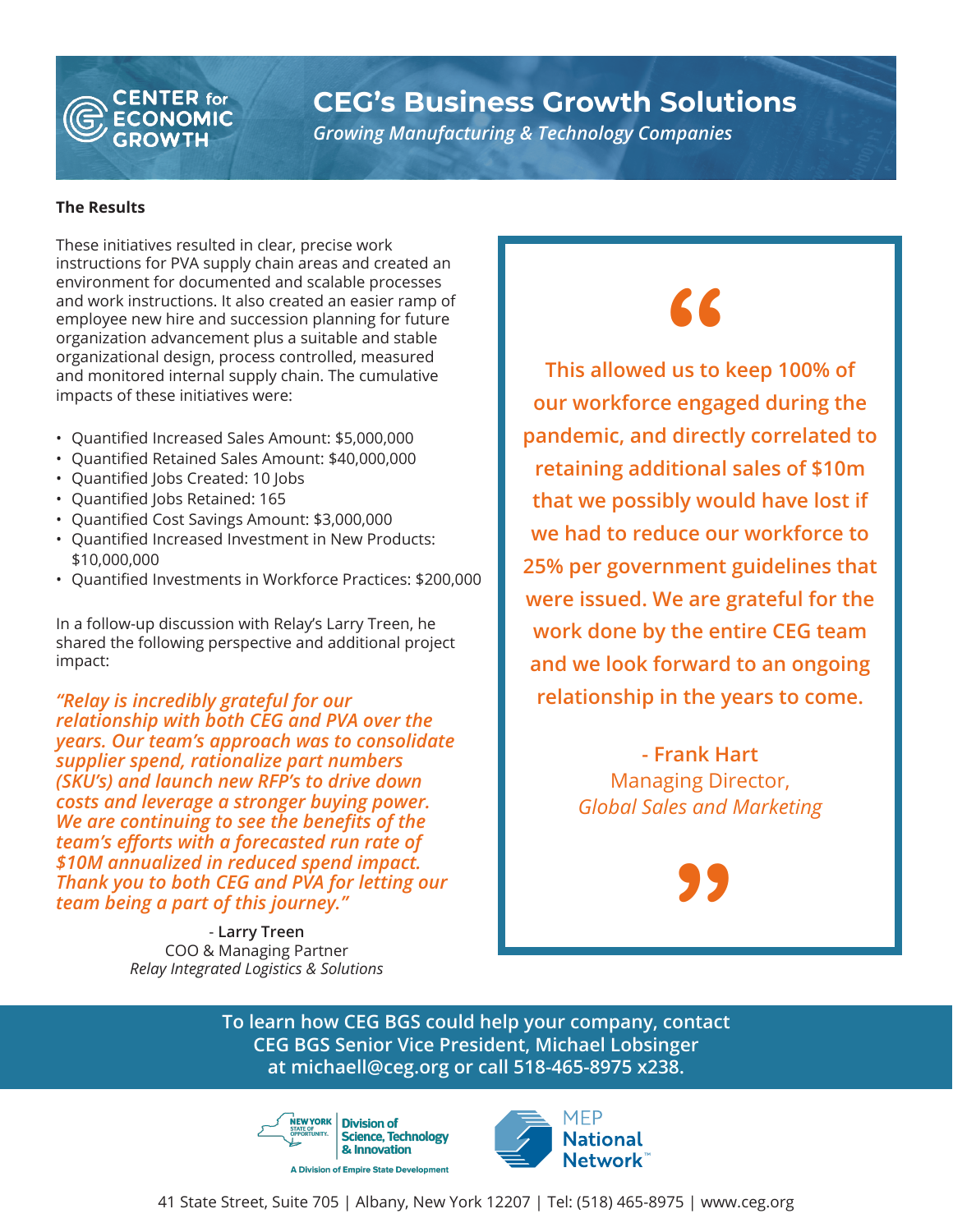# CEG's Business Growth Solutions

*Growing Manufacturing & Technology Companies*

**The Results**

These initiatives resulted in clear, precise work instructions for PVA supply chain areas and created an environment for documented and scalable processes and work instructions. It also created an easier ramp of employee new hire and succession planning for future organization advancement plus a suitable and stable organizational design, process controlled, measured and monitored internal supply chain. The cumulative impacts of these initiatives were:

- Quantified Increased Sales Amount: $5,000,000
- Quantified Retained Sales Amount: $40,000,000
- Quantified Jobs Created: 10 Jobs
- Quantified Jobs Retained: 165
- Quantified Cost Savings Amount: $3,000,000
- Quantified Increased Investment in New Products: $10,000,000
- Quantified Investments in Workforce Practices: $200,000

In a follow-up discussion with Relay's Larry Treen, he shared the following perspective and additional project impact:

*"Relay is incredibly grateful for our relationship with both CEG and PVA over the years. Our team's approach was to consolidate supplier spend, rationalize part numbers (SKU's) and launch new RFP's to drive down costs and leverage a stronger buying power. We are continuing to see the benefits of the team's efforts with a forecasted run rate of $10M annualized in reduced spend impact. Thank you to both CEG and PVA for letting our team being a part of this journey."*

\- **Larry Treen**
COO & Managing Partner
*Relay Integrated Logistics & Solutions*

> **"This allowed us to keep 100% of our workforce engaged during the pandemic, and directly correlated to retaining additional sales of $10m that we possibly would have lost if we had to reduce our workforce to 25% per government guidelines that were issued. We are grateful for the work done by the entire CEG team and we look forward to an ongoing relationship in the years to come."**
>
> **- Frank Hart**
> Managing Director,
> *Global Sales and Marketing*

**To learn how CEG BGS could help your company, contact CEG BGS Senior Vice President, Michael Lobsinger at michaell@ceg.org or call 518-465-8975 x238.**

41 State Street, Suite 705 | Albany, New York 12207 | Tel: (518) 465-8975 | www.ceg.org